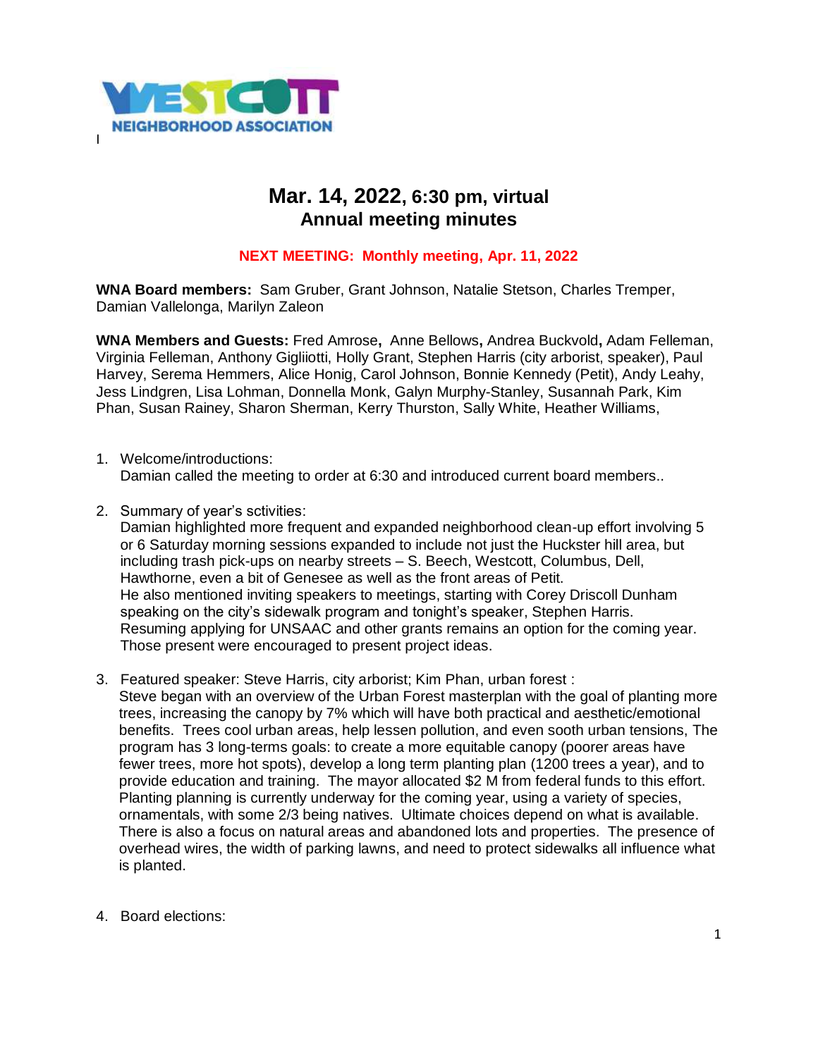WESTCOTT NEIGHBORHOOD ASSOCIATION

# Mar. 14, 2022, 6:30 pm, virtual
## Annual meeting minutes

**NEXT MEETING: Monthly meeting, Apr. 11, 2022**

**WNA Board members:** Sam Gruber, Grant Johnson, Natalie Stetson, Charles Tremper, Damian Vallelonga, Marilyn Zaleon

**WNA Members and Guests:** Fred Amrose, Anne Bellows, Andrea Buckvold, Adam Felleman, Virginia Felleman, Anthony Gigliiotti, Holly Grant, Stephen Harris (city arborist, speaker), Paul Harvey, Serema Hemmers, Alice Honig, Carol Johnson, Bonnie Kennedy (Petit), Andy Leahy, Jess Lindgren, Lisa Lohman, Donnella Monk, Galyn Murphy-Stanley, Susannah Park, Kim Phan, Susan Rainey, Sharon Sherman, Kerry Thurston, Sally White, Heather Williams,

1. Welcome/introductions:
   Damian called the meeting to order at 6:30 and introduced current board members..

2. Summary of year's sctivities:
   Damian highlighted more frequent and expanded neighborhood clean-up effort involving 5 or 6 Saturday morning sessions expanded to include not just the Huckster hill area, but including trash pick-ups on nearby streets – S. Beech, Westcott, Columbus, Dell, Hawthorne, even a bit of Genesee as well as the front areas of Petit.
   He also mentioned inviting speakers to meetings, starting with Corey Driscoll Dunham speaking on the city's sidewalk program and tonight's speaker, Stephen Harris.
   Resuming applying for UNSAAC and other grants remains an option for the coming year. Those present were encouraged to present project ideas.

3. Featured speaker: Steve Harris, city arborist; Kim Phan, urban forest :
   Steve began with an overview of the Urban Forest masterplan with the goal of planting more trees, increasing the canopy by 7% which will have both practical and aesthetic/emotional benefits. Trees cool urban areas, help lessen pollution, and even sooth urban tensions, The program has 3 long-terms goals: to create a more equitable canopy (poorer areas have fewer trees, more hot spots), develop a long term planting plan (1200 trees a year), and to provide education and training. The mayor allocated $2 M from federal funds to this effort. Planting planning is currently underway for the coming year, using a variety of species, ornamentals, with some 2/3 being natives. Ultimate choices depend on what is available. There is also a focus on natural areas and abandoned lots and properties. The presence of overhead wires, the width of parking lawns, and need to protect sidewalks all influence what is planted.

4. Board elections: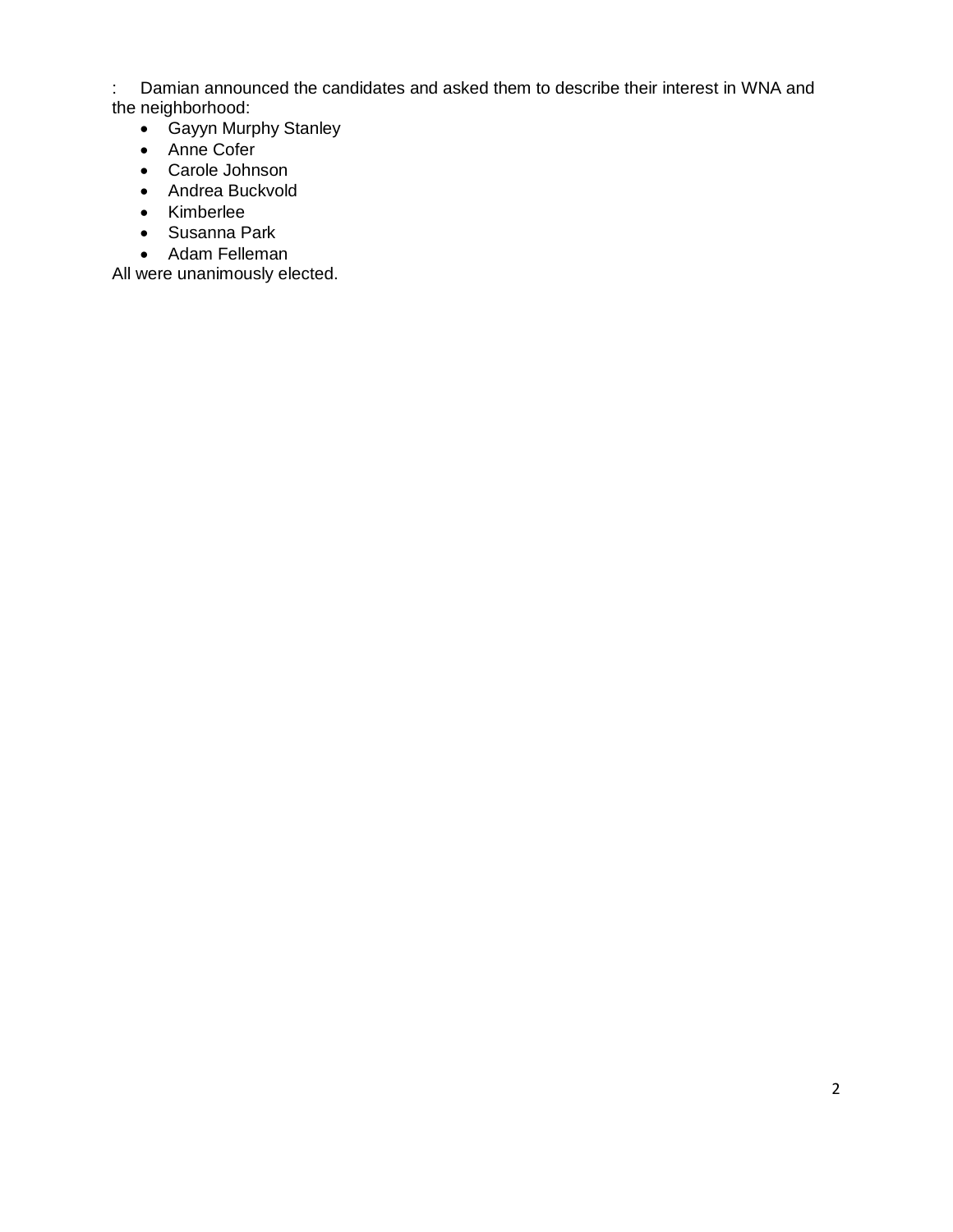:    Damian announced the candidates and asked them to describe their interest in WNA and the neighborhood:

- Gayyn Murphy Stanley
- Anne Cofer
- Carole Johnson
- Andrea Buckvold
- Kimberlee
- Susanna Park
- Adam Felleman

All were unanimously elected.